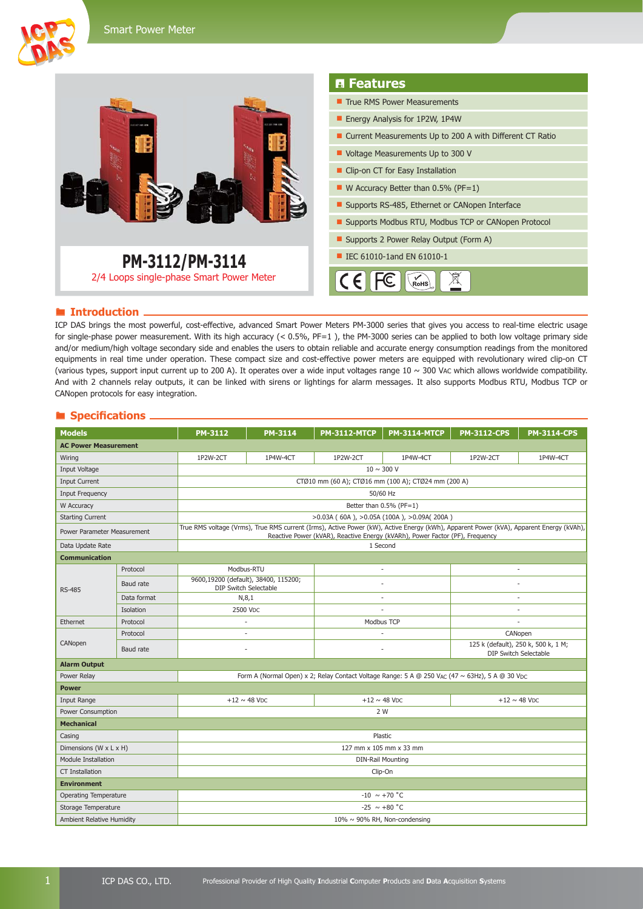# PM-3112/PM-3114

2/4 Loops single-phase Smart Power Meter

## Features

- True RMS Power Measurements
- Energy Analysis for 1P2W, 1P4W
- Current Measurements Up to 200 A with Different CT Ratio
- Voltage Measurements Up to 300 V
- Clip-on CT for Easy Installation
- W Accuracy Better than 0.5% (PF=1)
- Supports RS-485, Ethernet or CANopen Interface
- Supports Modbus RTU, Modbus TCP or CANopen Protocol
- Supports 2 Power Relay Output (Form A)
- IEC 61010-1and EN 61010-1

## Introduction

ICP DAS brings the most powerful, cost-effective, advanced Smart Power Meters PM-3000 series that gives you access to real-time electric usage for single-phase power measurement. With its high accuracy (< 0.5%, PF=1 ), the PM-3000 series can be applied to both low voltage primary side and/or medium/high voltage secondary side and enables the users to obtain reliable and accurate energy consumption readings from the monitored equipments in real time under operation. These compact size and cost-effective power meters are equipped with revolutionary wired clip-on CT (various types, support input current up to 200 A). It operates over a wide input voltages range 10 ~ 300 VAC which allows worldwide compatibility. And with 2 channels relay outputs, it can be linked with sirens or lightings for alarm messages. It also supports Modbus RTU, Modbus TCP or CANopen protocols for easy integration.

## Specifications

| Models | | PM-3112 | PM-3114 | PM-3112-MTCP | PM-3114-MTCP | PM-3112-CPS | PM-3114-CPS |
|---|---|---|---|---|---|---|---|
| **AC Power Measurement** | | | | | | | |
| Wiring | | 1P2W-2CT | 1P4W-4CT | 1P2W-2CT | 1P4W-4CT | 1P2W-2CT | 1P4W-4CT |
| Input Voltage | | 10 ~ 300 V | | | | | |
| Input Current | | CTØ10 mm (60 A); CTØ16 mm (100 A); CTØ24 mm (200 A) | | | | | |
| Input Frequency | | 50/60 Hz | | | | | |
| W Accuracy | | Better than 0.5% (PF=1) | | | | | |
| Starting Current | | >0.03A ( 60A ), >0.05A (100A ), >0.09A( 200A ) | | | | | |
| Power Parameter Measurement | | True RMS voltage (Vrms), True RMS current (Irms), Active Power (kW), Active Energy (kWh), Apparent Power (kVA), Apparent Energy (kVAh), Reactive Power (kVAR), Reactive Energy (kVARh), Power Factor (PF), Frequency | | | | | |
| Data Update Rate | | 1 Second | | | | | |
| **Communication** | | | | | | | |
| RS-485 | Protocol | Modbus-RTU | | - | | - | |
| | Baud rate | 9600,19200 (default), 38400, 115200; DIP Switch Selectable | | - | | - | |
| | Data format | N,8,1 | | - | | - | |
| | Isolation | 2500 VDC | | - | | - | |
| Ethernet | Protocol | - | | Modbus TCP | | - | |
| CANopen | Protocol | - | | - | | CANopen | |
| | Baud rate | - | | - | | 125 k (default), 250 k, 500 k, 1 M; DIP Switch Selectable | |
| **Alarm Output** | | | | | | | |
| Power Relay | | Form A (Normal Open) x 2; Relay Contact Voltage Range: 5 A @ 250 VAC (47 ~ 63Hz), 5 A @ 30 VDC | | | | | |
| **Power** | | | | | | | |
| Input Range | | +12 ~ 48 VDC | | +12 ~ 48 VDC | | +12 ~ 48 VDC | |
| Power Consumption | | 2 W | | | | | |
| **Mechanical** | | | | | | | |
| Casing | | Plastic | | | | | |
| Dimensions (W x L x H) | | 127 mm x 105 mm x 33 mm | | | | | |
| Module Installation | | DIN-Rail Mounting | | | | | |
| CT Installation | | Clip-On | | | | | |
| **Environment** | | | | | | | |
| Operating Temperature | | -10 ~ +70 °C | | | | | |
| Storage Temperature | | -25 ~ +80 °C | | | | | |
| Ambient Relative Humidity | | 10% ~ 90% RH, Non-condensing | | | | | |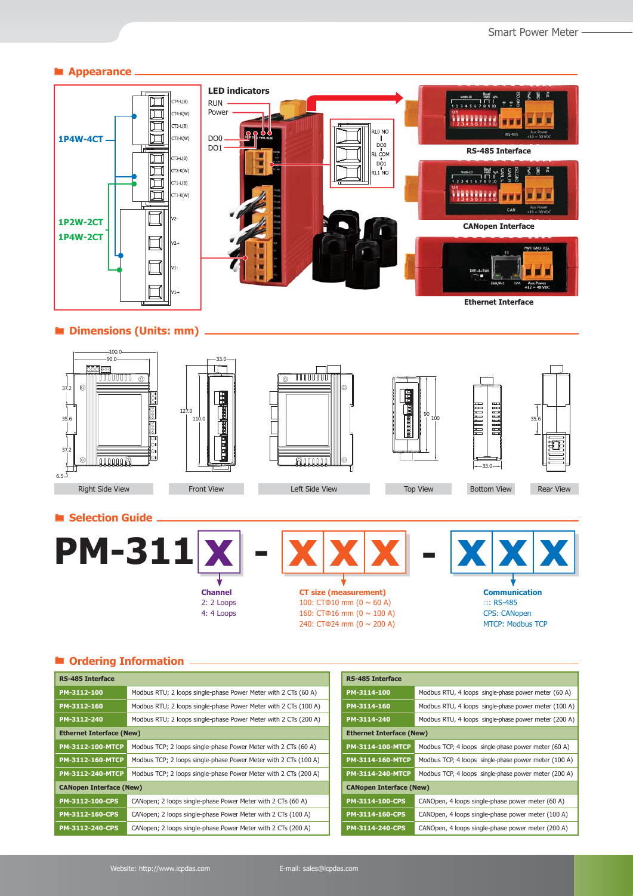## Appearance

1P4W-4CT

1P2W-2CT
1P4W-2CT

CT4-L(B)
CT4-K(W)
CT3-L(B)
CT3-K(W)
CT2-L(B)
CT2-K(W)
CT1-L(B)
CT1-K(W)
V2-
V2+
V1-
V1+

**LED indicators**
RUN
Power

DO0
DO1

RL0 NO
DO0
RL COM
DO1
RL1 NO

**RS-485 Interface**

**CANopen Interface**

**Ethernet Interface**

## Dimensions (Units: mm)

Right Side View | Front View | Left Side View | Top View | Bottom View | Rear View

## Selection Guide

**PM-311X - XXX - XXX**

**Channel**
2: 2 Loops
4: 4 Loops

**CT size (measurement)**
100: CTΦ10 mm (0 ~ 60 A)
160: CTΦ16 mm (0 ~ 100 A)
240: CTΦ24 mm (0 ~ 200 A)

**Communication**
□: RS-485
CPS: CANopen
MTCP: Modbus TCP

## Ordering Information

| RS-485 Interface | |
|---|---|
| PM-3112-100 | Modbus RTU; 2 loops single-phase Power Meter with 2 CTs (60 A) |
| PM-3112-160 | Modbus RTU; 2 loops single-phase Power Meter with 2 CTs (100 A) |
| PM-3112-240 | Modbus RTU; 2 loops single-phase Power Meter with 2 CTs (200 A) |
| **Ethernet Interface (New)** | |
| PM-3112-100-MTCP | Modbus TCP; 2 loops single-phase Power Meter with 2 CTs (60 A) |
| PM-3112-160-MTCP | Modbus TCP; 2 loops single-phase Power Meter with 2 CTs (100 A) |
| PM-3112-240-MTCP | Modbus TCP; 2 loops single-phase Power Meter with 2 CTs (200 A) |
| **CANopen Interface (New)** | |
| PM-3112-100-CPS | CANopen; 2 loops single-phase Power Meter with 2 CTs (60 A) |
| PM-3112-160-CPS | CANopen; 2 loops single-phase Power Meter with 2 CTs (100 A) |
| PM-3112-240-CPS | CANopen; 2 loops single-phase Power Meter with 2 CTs (200 A) |

| RS-485 Interface | |
|---|---|
| PM-3114-100 | Modbus RTU, 4 loops single-phase power meter (60 A) |
| PM-3114-160 | Modbus RTU, 4 loops single-phase power meter (100 A) |
| PM-3114-240 | Modbus RTU, 4 loops single-phase power meter (200 A) |
| **Ethernet Interface (New)** | |
| PM-3114-100-MTCP | Modbus TCP, 4 loops single-phase power meter (60 A) |
| PM-3114-160-MTCP | Modbus TCP, 4 loops single-phase power meter (100 A) |
| PM-3114-240-MTCP | Modbus TCP, 4 loops single-phase power meter (200 A) |
| **CANopen Interface (New)** | |
| PM-3114-100-CPS | CANOpen, 4 loops single-phase power meter (60 A) |
| PM-3114-160-CPS | CANOpen, 4 loops single-phase power meter (100 A) |
| PM-3114-240-CPS | CANOpen, 4 loops single-phase power meter (200 A) |

Website: http://www.icpdas.com E-mail: sales@icpdas.com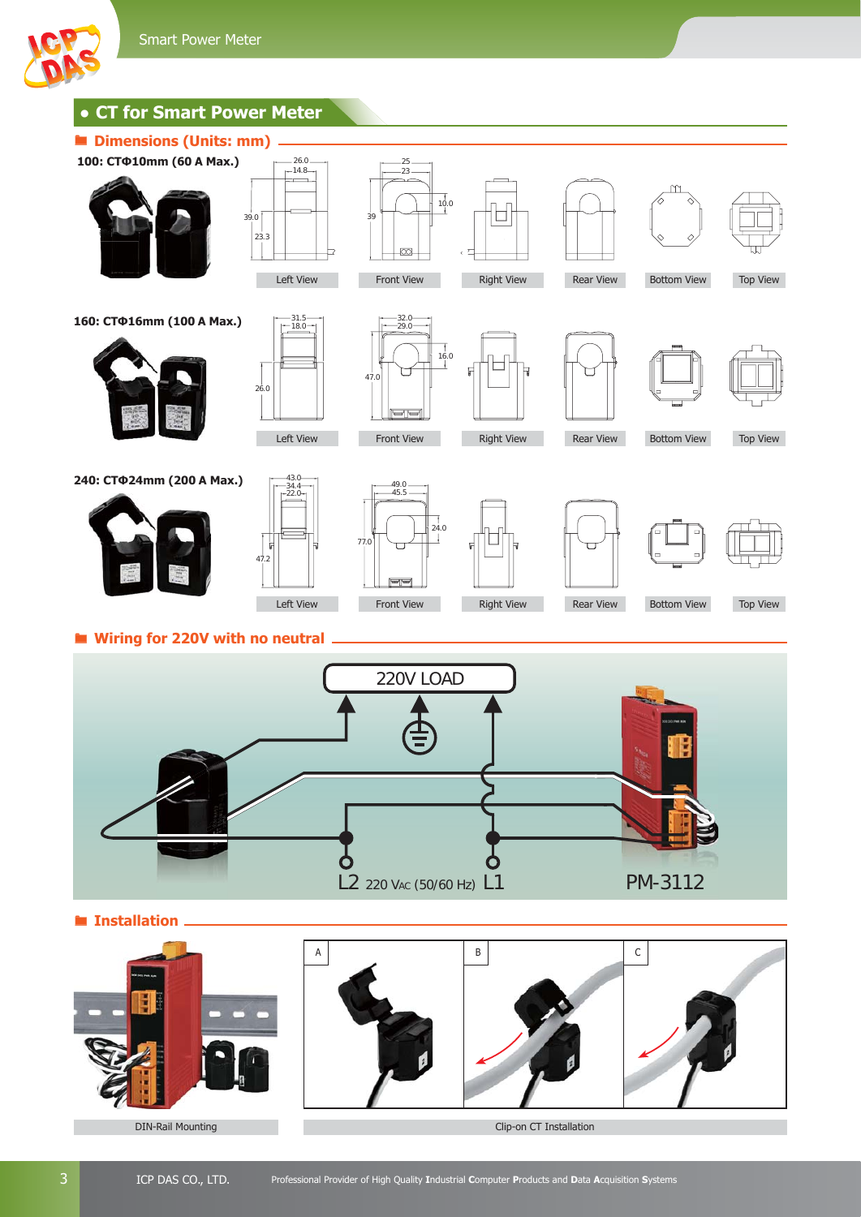## CT for Smart Power Meter

### Dimensions (Units: mm)

**100: CTΦ10mm (60 A Max.)**

26.0
14.8
25
23
10.0
39.0
23.3
39

Left View | Front View | Right View | Rear View | Bottom View | Top View

**160: CTΦ16mm (100 A Max.)**

31.5
18.0
32.0
29.0
16.0
26.0
47.0

Left View | Front View | Right View | Rear View | Bottom View | Top View

**240: CTΦ24mm (200 A Max.)**

43.0
34.4
22.0
49.0
45.5
24.0
77.0
47.2

Left View | Front View | Right View | Rear View | Bottom View | Top View

### Wiring for 220V with no neutral

220V LOAD

L2 220 VAC (50/60 Hz) L1

PM-3112

### Installation

A B C

DIN-Rail Mounting

Clip-on CT Installation